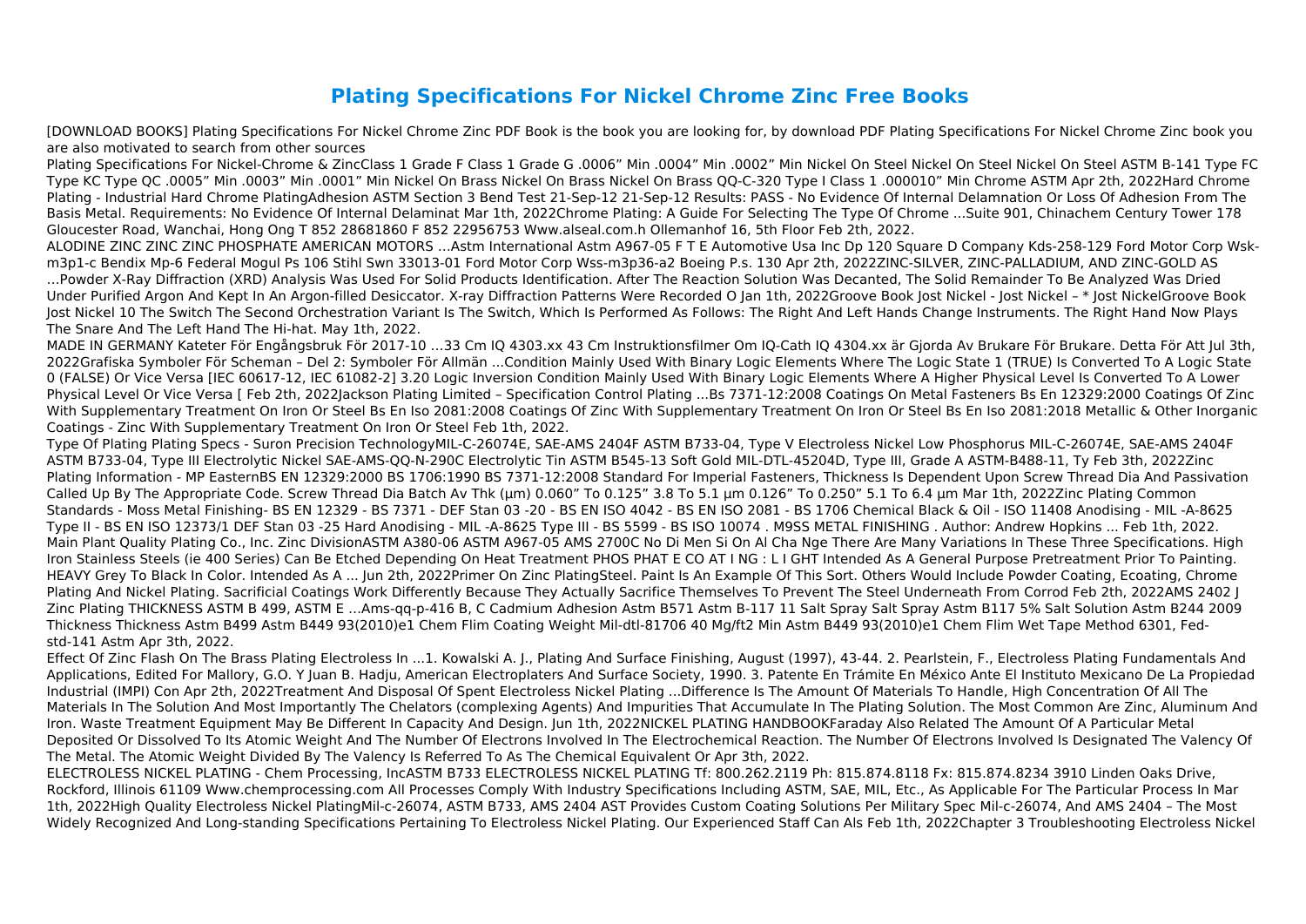# Plating Specifications For Nickel Chrome Zinc Free Books

[DOWNLOAD BOOKS] Plating Specifications For Nickel Chrome Zinc PDF Book is the book you are looking for, by download PDF Plating Specifications For Nickel Chrome Zinc book you are also motivated to search from other sources

Plating Specifications For Nickel-Chrome & ZincClass 1 Grade F Class 1 Grade G .0006" Min .0004" Min .0002" Min Nickel On Steel Nickel On Steel Nickel On Steel ASTM B-141 Type FC Type KC Type QC .0005" Min .0003" Min .0001" Min Nickel On Brass Nickel On Brass Nickel On Brass QQ-C-320 Type I Class 1 .000010" Min Chrome ASTM Apr 2th, 2022Hard Chrome Plating - Industrial Hard Chrome PlatingAdhesion ASTM Section 3 Bend Test 21-Sep-12 21-Sep-12 Results: PASS - No Evidence Of Internal Delamnation Or Loss Of Adhesion From The Basis Metal. Requirements: No Evidence Of Internal Delaminat Mar 1th, 2022Chrome Plating: A Guide For Selecting The Type Of Chrome ...Suite 901, Chinachem Century Tower 178 Gloucester Road, Wanchai, Hong Ong T 852 28681860 F 852 22956753 Www.alseal.com.h Ollemanhof 16, 5th Floor Feb 2th, 2022.

ALODINE ZINC ZINC ZINC PHOSPHATE AMERICAN MOTORS ...Astm International Astm A967-05 F T E Automotive Usa Inc Dp 120 Square D Company Kds-258-129 Ford Motor Corp Wsk-m3p1-c Bendix Mp-6 Federal Mogul Ps 106 Stihl Swn 33013-01 Ford Motor Corp Wss-m3p36-a2 Boeing P.s. 130 Apr 2th, 2022ZINC-SILVER, ZINC-PALLADIUM, AND ZINC-GOLD AS ...Powder X-Ray Diffraction (XRD) Analysis Was Used For Solid Products Identification. After The Reaction Solution Was Decanted, The Solid Remainder To Be Analyzed Was Dried Under Purified Argon And Kept In An Argon-filled Desiccator. X-ray Diffraction Patterns Were Recorded O Jan 1th, 2022Groove Book Jost Nickel - Jost Nickel – * Jost NickelGroove Book Jost Nickel 10 The Switch The Second Orchestration Variant Is The Switch, Which Is Performed As Follows: The Right And Left Hands Change Instruments. The Right Hand Now Plays The Snare And The Left Hand The Hi-hat. May 1th, 2022.

MADE IN GERMANY Kateter För Engångsbruk För 2017-10 …33 Cm IQ 4303.xx 43 Cm Instruktionsfilmer Om IQ-Cath IQ 4304.xx är Gjorda Av Brukare För Brukare. Detta För Att Jul 3th, 2022Grafiska Symboler För Scheman – Del 2: Symboler För Allmän ...Condition Mainly Used With Binary Logic Elements Where The Logic State 1 (TRUE) Is Converted To A Logic State 0 (FALSE) Or Vice Versa [IEC 60617-12, IEC 61082-2] 3.20 Logic Inversion Condition Mainly Used With Binary Logic Elements Where A Higher Physical Level Is Converted To A Lower Physical Level Or Vice Versa [ Feb 2th, 2022Jackson Plating Limited – Specification Control Plating ...Bs 7371-12:2008 Coatings On Metal Fasteners Bs En 12329:2000 Coatings Of Zinc With Supplementary Treatment On Iron Or Steel Bs En Iso 2081:2008 Coatings Of Zinc With Supplementary Treatment On Iron Or Steel Bs En Iso 2081:2018 Metallic & Other Inorganic Coatings - Zinc With Supplementary Treatment On Iron Or Steel Feb 1th, 2022.

Type Of Plating Plating Specs - Suron Precision TechnologyMIL-C-26074E, SAE-AMS 2404F ASTM B733-04, Type V Electroless Nickel Low Phosphorus MIL-C-26074E, SAE-AMS 2404F ASTM B733-04, Type III Electrolytic Nickel SAE-AMS-QQ-N-290C Electrolytic Tin ASTM B545-13 Soft Gold MIL-DTL-45204D, Type III, Grade A ASTM-B488-11, Ty Feb 3th, 2022Zinc Plating Information - MP EasternBS EN 12329:2000 BS 1706:1990 BS 7371-12:2008 Standard For Imperial Fasteners, Thickness Is Dependent Upon Screw Thread Dia And Passivation Called Up By The Appropriate Code. Screw Thread Dia Batch Av Thk (µm) 0.060" To 0.125" 3.8 To 5.1 µm 0.126" To 0.250" 5.1 To 6.4 µm Mar 1th, 2022Zinc Plating Common Standards - Moss Metal Finishing- BS EN 12329 - BS 7371 - DEF Stan 03 -20 - BS EN ISO 4042 - BS EN ISO 2081 - BS 1706 Chemical Black & Oil - ISO 11408 Anodising - MIL -A-8625 Type II - BS EN ISO 12373/1 DEF Stan 03 -25 Hard Anodising - MIL -A-8625 Type III - BS 5599 - BS ISO 10074 . M9SS METAL FINISHING . Author: Andrew Hopkins ... Feb 1th, 2022.

Main Plant Quality Plating Co., Inc. Zinc DivisionASTM A380-06 ASTM A967-05 AMS 2700C No Di Men Si On Al Cha Nge There Are Many Variations In These Three Specifications. High Iron Stainless Steels (ie 400 Series) Can Be Etched Depending On Heat Treatment PHOS PHAT E CO AT I NG : L I GHT Intended As A General Purpose Pretreatment Prior To Painting. HEAVY Grey To Black In Color. Intended As A ... Jun 2th, 2022Primer On Zinc PlatingSteel. Paint Is An Example Of This Sort. Others Would Include Powder Coating, Ecoating, Chrome Plating And Nickel Plating. Sacrificial Coatings Work Differently Because They Actually Sacrifice Themselves To Prevent The Steel Underneath From Corrod Feb 2th, 2022AMS 2402 J Zinc Plating THICKNESS ASTM B 499, ASTM E …Ams-qq-p-416 B, C Cadmium Adhesion Astm B571 Astm B-117 11 Salt Spray Salt Spray Astm B117 5% Salt Solution Astm B244 2009 Thickness Thickness Astm B499 Astm B449 93(2010)e1 Chem Flim Coating Weight Mil-dtl-81706 40 Mg/ft2 Min Astm B449 93(2010)e1 Chem Flim Wet Tape Method 6301, Fed-std-141 Astm Apr 3th, 2022.

Effect Of Zinc Flash On The Brass Plating Electroless In ...1. Kowalski A. J., Plating And Surface Finishing, August (1997), 43-44. 2. Pearlstein, F., Electroless Plating Fundamentals And Applications, Edited For Mallory, G.O. Y Juan B. Hadju, American Electroplaters And Surface Society, 1990. 3. Patente En Trámite En México Ante El Instituto Mexicano De La Propiedad Industrial (IMPI) Con Apr 2th, 2022Treatment And Disposal Of Spent Electroless Nickel Plating ...Difference Is The Amount Of Materials To Handle, High Concentration Of All The Materials In The Solution And Most Importantly The Chelators (complexing Agents) And Impurities That Accumulate In The Plating Solution. The Most Common Are Zinc, Aluminum And Iron. Waste Treatment Equipment May Be Different In Capacity And Design. Jun 1th, 2022NICKEL PLATING HANDBOOKFaraday Also Related The Amount Of A Particular Metal Deposited Or Dissolved To Its Atomic Weight And The Number Of Electrons Involved In The Electrochemical Reaction. The Number Of Electrons Involved Is Designated The Valency Of The Metal. The Atomic Weight Divided By The Valency Is Referred To As The Chemical Equivalent Or Apr 3th, 2022.

ELECTROLESS NICKEL PLATING - Chem Processing, IncASTM B733 ELECTROLESS NICKEL PLATING Tf: 800.262.2119 Ph: 815.874.8118 Fx: 815.874.8234 3910 Linden Oaks Drive, Rockford, Illinois 61109 Www.chemprocessing.com All Processes Comply With Industry Specifications Including ASTM, SAE, MIL, Etc., As Applicable For The Particular Process In Mar 1th, 2022High Quality Electroless Nickel PlatingMil-c-26074, ASTM B733, AMS 2404 AST Provides Custom Coating Solutions Per Military Spec Mil-c-26074, And AMS 2404 – The Most Widely Recognized And Long-standing Specifications Pertaining To Electroless Nickel Plating. Our Experienced Staff Can Als Feb 1th, 2022Chapter 3 Troubleshooting Electroless Nickel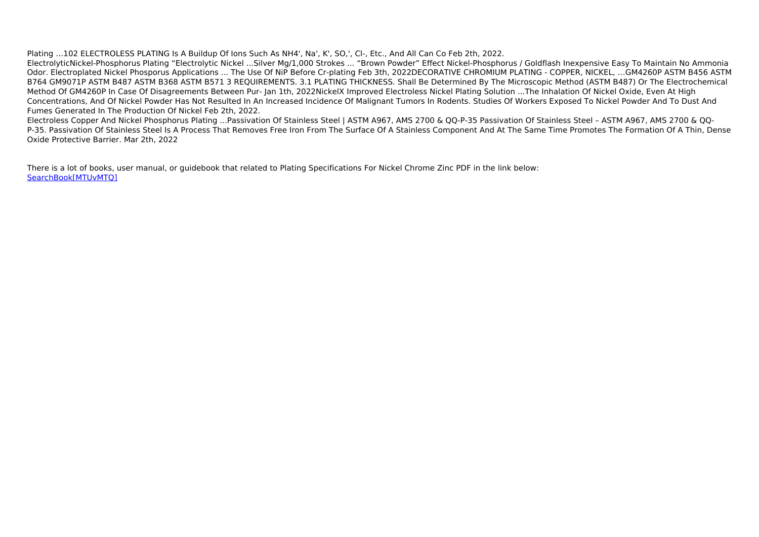Plating ...102 ELECTROLESS PLATING Is A Buildup Of Ions Such As NH4', Na', K', SO,', Cl-, Etc., And All Can Co Feb 2th, 2022.

ElectrolyticNickel-Phosphorus Plating "Electrolytic Nickel ...Silver Mg/1,000 Strokes ... "Brown Powder" Effect Nickel-Phosphorus / Goldflash Inexpensive Easy To Maintain No Ammonia Odor. Electroplated Nickel Phosporus Applications ... The Use Of NiP Before Cr-plating Feb 3th, 2022DECORATIVE CHROMIUM PLATING - COPPER, NICKEL, ...GM4260P ASTM B456 ASTM B764 GM9071P ASTM B487 ASTM B368 ASTM B571 3 REQUIREMENTS. 3.1 PLATING THICKNESS. Shall Be Determined By The Microscopic Method (ASTM B487) Or The Electrochemical Method Of GM4260P In Case Of Disagreements Between Pur- Jan 1th, 2022NickelX Improved Electroless Nickel Plating Solution ...The Inhalation Of Nickel Oxide, Even At High Concentrations, And Of Nickel Powder Has Not Resulted In An Increased Incidence Of Malignant Tumors In Rodents. Studies Of Workers Exposed To Nickel Powder And To Dust And Fumes Generated In The Production Of Nickel Feb 2th, 2022.

Electroless Copper And Nickel Phosphorus Plating ...Passivation Of Stainless Steel | ASTM A967, AMS 2700 & QQ-P-35 Passivation Of Stainless Steel – ASTM A967, AMS 2700 & QQ-P-35. Passivation Of Stainless Steel Is A Process That Removes Free Iron From The Surface Of A Stainless Component And At The Same Time Promotes The Formation Of A Thin, Dense Oxide Protective Barrier. Mar 2th, 2022

There is a lot of books, user manual, or guidebook that related to Plating Specifications For Nickel Chrome Zinc PDF in the link below:
SearchBook[MTUvMTQ]